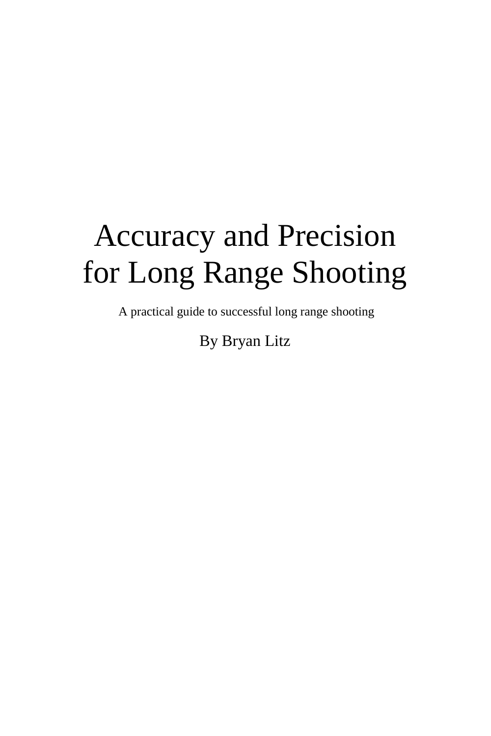# Accuracy and Precision for Long Range Shooting

A practical guide to successful long range shooting

By Bryan Litz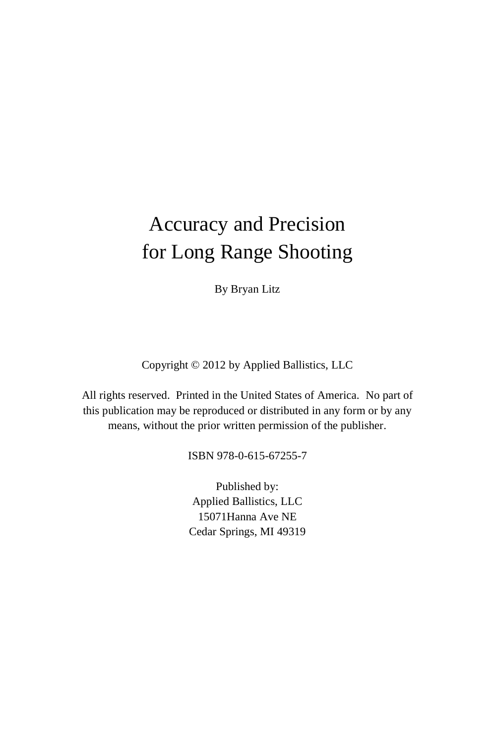# Accuracy and Precision for Long Range Shooting

By Bryan Litz

Copyright © 2012 by Applied Ballistics, LLC

All rights reserved. Printed in the United States of America. No part of this publication may be reproduced or distributed in any form or by any means, without the prior written permission of the publisher.

ISBN 978-0-615-67255-7

Published by:
Applied Ballistics, LLC
15071Hanna Ave NE
Cedar Springs, MI 49319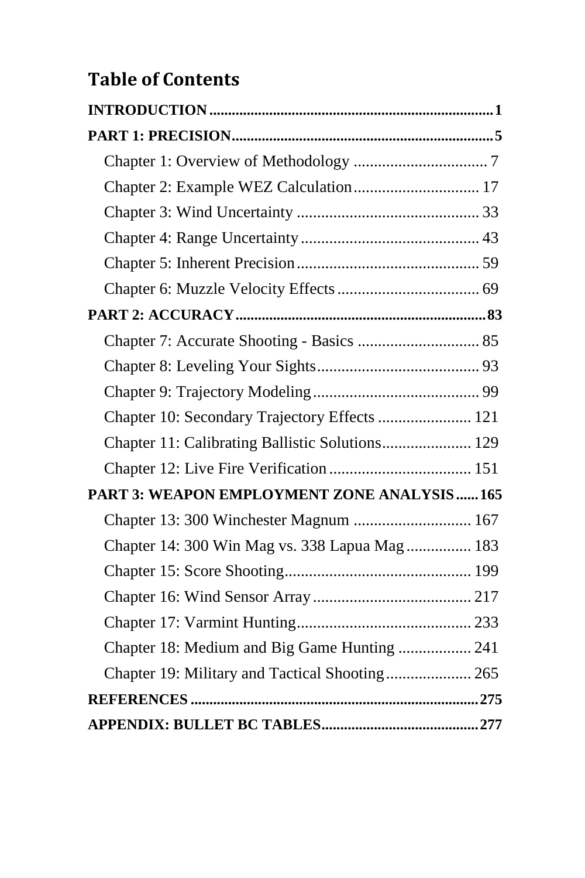## Table of Contents

**INTRODUCTION** ........................................ **1**

**PART 1: PRECISION** ........................................ **5**

- Chapter 1: Overview of Methodology ........................................ 7
- Chapter 2: Example WEZ Calculation ........................................ 17
- Chapter 3: Wind Uncertainty ........................................ 33
- Chapter 4: Range Uncertainty ........................................ 43
- Chapter 5: Inherent Precision ........................................ 59
- Chapter 6: Muzzle Velocity Effects ........................................ 69

**PART 2: ACCURACY** ........................................ **83**

- Chapter 7: Accurate Shooting - Basics ........................................ 85
- Chapter 8: Leveling Your Sights ........................................ 93
- Chapter 9: Trajectory Modeling ........................................ 99
- Chapter 10: Secondary Trajectory Effects ........................................ 121
- Chapter 11: Calibrating Ballistic Solutions ........................................ 129
- Chapter 12: Live Fire Verification ........................................ 151

**PART 3: WEAPON EMPLOYMENT ZONE ANALYSIS** ........................................ **165**

- Chapter 13: 300 Winchester Magnum ........................................ 167
- Chapter 14: 300 Win Mag vs. 338 Lapua Mag ........................................ 183
- Chapter 15: Score Shooting ........................................ 199
- Chapter 16: Wind Sensor Array ........................................ 217
- Chapter 17: Varmint Hunting ........................................ 233
- Chapter 18: Medium and Big Game Hunting ........................................ 241
- Chapter 19: Military and Tactical Shooting ........................................ 265

**REFERENCES** ........................................ **275**

**APPENDIX: BULLET BC TABLES** ........................................ **277**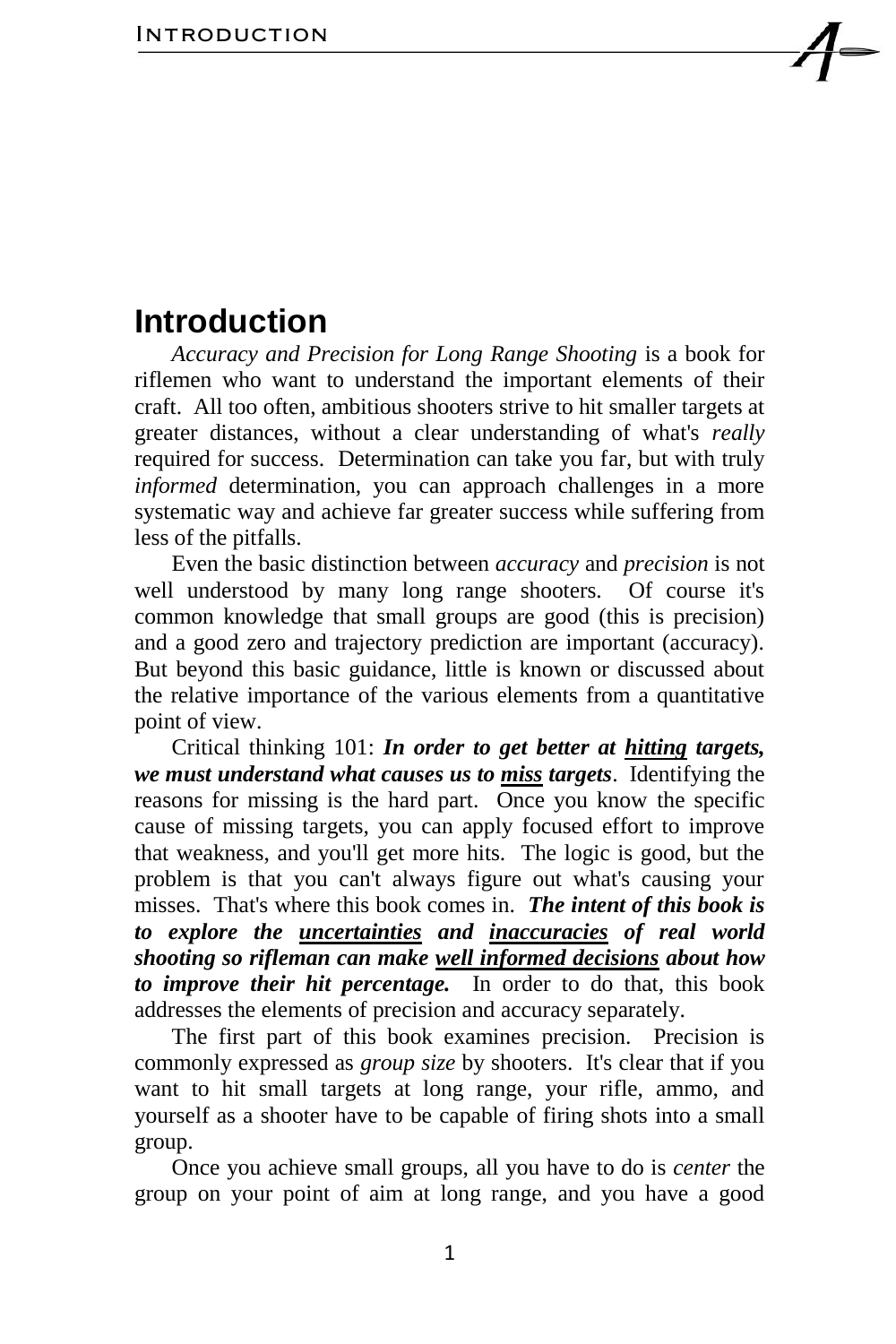# Introduction

*Accuracy and Precision for Long Range Shooting* is a book for riflemen who want to understand the important elements of their craft. All too often, ambitious shooters strive to hit smaller targets at greater distances, without a clear understanding of what's *really* required for success. Determination can take you far, but with truly *informed* determination, you can approach challenges in a more systematic way and achieve far greater success while suffering from less of the pitfalls.

Even the basic distinction between *accuracy* and *precision* is not well understood by many long range shooters. Of course it's common knowledge that small groups are good (this is precision) and a good zero and trajectory prediction are important (accuracy). But beyond this basic guidance, little is known or discussed about the relative importance of the various elements from a quantitative point of view.

Critical thinking 101: ***In order to get better at <u>hitting</u> targets, we must understand what causes us to <u>miss</u> targets***. Identifying the reasons for missing is the hard part. Once you know the specific cause of missing targets, you can apply focused effort to improve that weakness, and you'll get more hits. The logic is good, but the problem is that you can't always figure out what's causing your misses. That's where this book comes in. ***The intent of this book is to explore the <u>uncertainties</u> and <u>inaccuracies</u> of real world shooting so rifleman can make <u>well informed decisions</u> about how to improve their hit percentage.*** In order to do that, this book addresses the elements of precision and accuracy separately.

The first part of this book examines precision. Precision is commonly expressed as *group size* by shooters. It's clear that if you want to hit small targets at long range, your rifle, ammo, and yourself as a shooter have to be capable of firing shots into a small group.

Once you achieve small groups, all you have to do is *center* the group on your point of aim at long range, and you have a good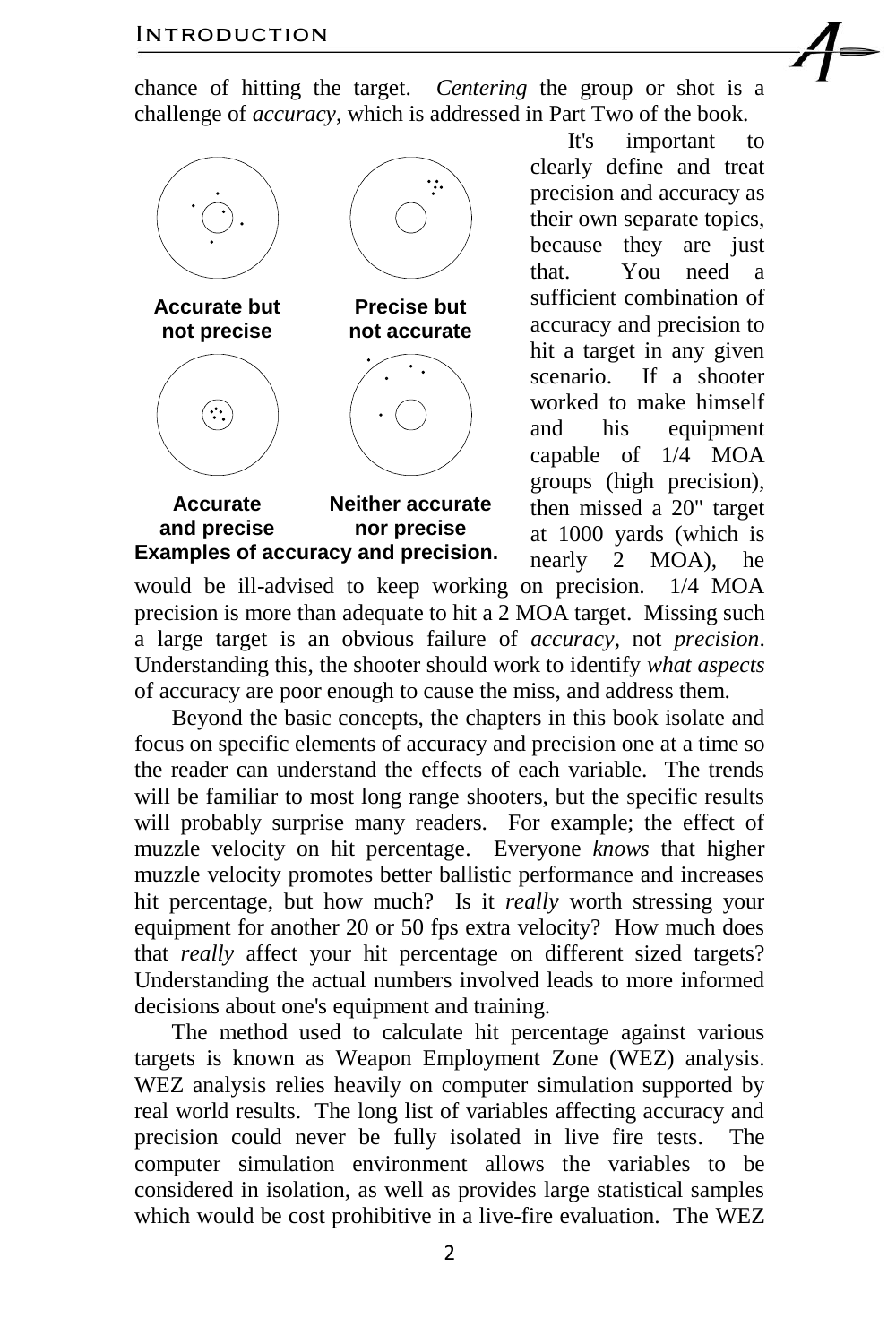chance of hitting the target. *Centering* the group or shot is a challenge of *accuracy*, which is addressed in Part Two of the book.

**Accurate but not precise** | **Precise but not accurate**

**Accurate and precise** | **Neither accurate nor precise**

**Examples of accuracy and precision.**

It's important to clearly define and treat precision and accuracy as their own separate topics, because they are just that. You need a sufficient combination of accuracy and precision to hit a target in any given scenario. If a shooter worked to make himself and his equipment capable of 1/4 MOA groups (high precision), then missed a 20" target at 1000 yards (which is nearly 2 MOA), he would be ill-advised to keep working on precision. 1/4 MOA precision is more than adequate to hit a 2 MOA target. Missing such a large target is an obvious failure of *accuracy*, not *precision*. Understanding this, the shooter should work to identify *what aspects* of accuracy are poor enough to cause the miss, and address them.

Beyond the basic concepts, the chapters in this book isolate and focus on specific elements of accuracy and precision one at a time so the reader can understand the effects of each variable. The trends will be familiar to most long range shooters, but the specific results will probably surprise many readers. For example; the effect of muzzle velocity on hit percentage. Everyone *knows* that higher muzzle velocity promotes better ballistic performance and increases hit percentage, but how much? Is it *really* worth stressing your equipment for another 20 or 50 fps extra velocity? How much does that *really* affect your hit percentage on different sized targets? Understanding the actual numbers involved leads to more informed decisions about one's equipment and training.

The method used to calculate hit percentage against various targets is known as Weapon Employment Zone (WEZ) analysis. WEZ analysis relies heavily on computer simulation supported by real world results. The long list of variables affecting accuracy and precision could never be fully isolated in live fire tests. The computer simulation environment allows the variables to be considered in isolation, as well as provides large statistical samples which would be cost prohibitive in a live-fire evaluation. The WEZ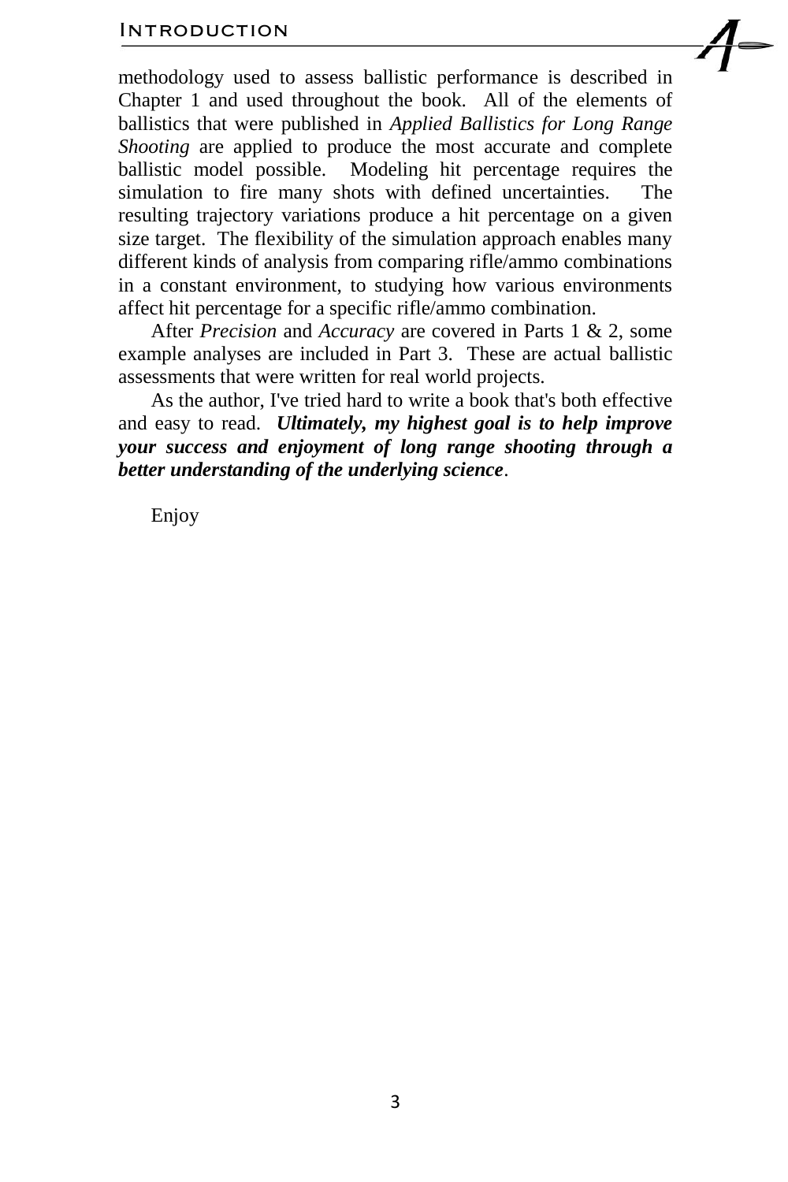methodology used to assess ballistic performance is described in Chapter 1 and used throughout the book. All of the elements of ballistics that were published in *Applied Ballistics for Long Range Shooting* are applied to produce the most accurate and complete ballistic model possible. Modeling hit percentage requires the simulation to fire many shots with defined uncertainties. The resulting trajectory variations produce a hit percentage on a given size target. The flexibility of the simulation approach enables many different kinds of analysis from comparing rifle/ammo combinations in a constant environment, to studying how various environments affect hit percentage for a specific rifle/ammo combination.

After *Precision* and *Accuracy* are covered in Parts 1 & 2, some example analyses are included in Part 3. These are actual ballistic assessments that were written for real world projects.

As the author, I've tried hard to write a book that's both effective and easy to read. ***Ultimately, my highest goal is to help improve your success and enjoyment of long range shooting through a better understanding of the underlying science***.

Enjoy